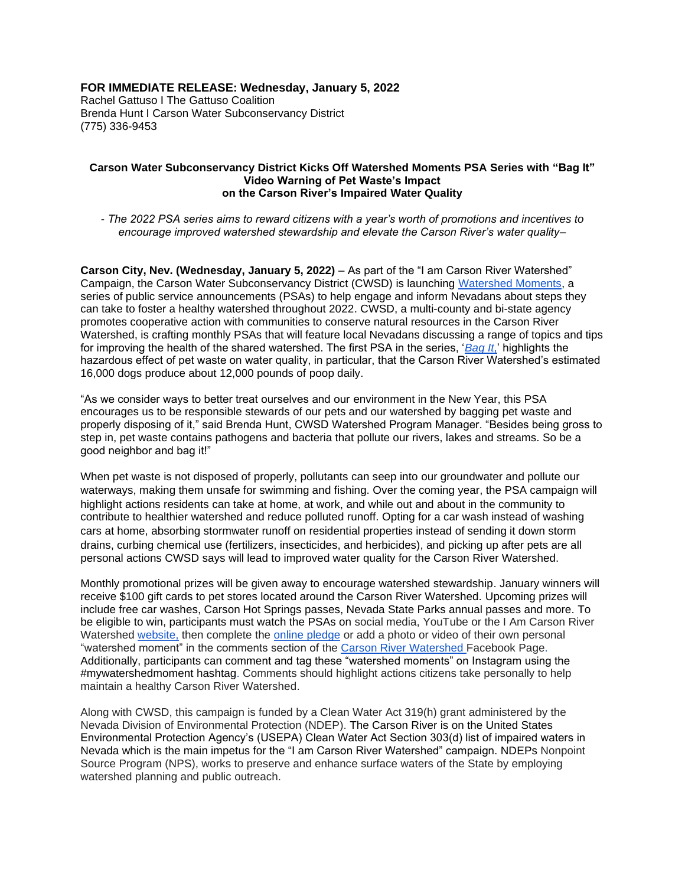**FOR IMMEDIATE RELEASE: Wednesday, January 5, 2022**
Rachel Gattuso I The Gattuso Coalition
Brenda Hunt I Carson Water Subconservancy District
(775) 336-9453

**Carson Water Subconservancy District Kicks Off Watershed Moments PSA Series with "Bag It" Video Warning of Pet Waste's Impact on the Carson River's Impaired Water Quality**

*- The 2022 PSA series aims to reward citizens with a year's worth of promotions and incentives to encourage improved watershed stewardship and elevate the Carson River's water quality–*

**Carson City, Nev. (Wednesday, January 5, 2022)** – As part of the "I am Carson River Watershed" Campaign, the Carson Water Subconservancy District (CWSD) is launching Watershed Moments, a series of public service announcements (PSAs) to help engage and inform Nevadans about steps they can take to foster a healthy watershed throughout 2022. CWSD, a multi-county and bi-state agency promotes cooperative action with communities to conserve natural resources in the Carson River Watershed, is crafting monthly PSAs that will feature local Nevadans discussing a range of topics and tips for improving the health of the shared watershed. The first PSA in the series, '*Bag It*,' highlights the hazardous effect of pet waste on water quality, in particular, that the Carson River Watershed's estimated 16,000 dogs produce about 12,000 pounds of poop daily.

"As we consider ways to better treat ourselves and our environment in the New Year, this PSA encourages us to be responsible stewards of our pets and our watershed by bagging pet waste and properly disposing of it," said Brenda Hunt, CWSD Watershed Program Manager. "Besides being gross to step in, pet waste contains pathogens and bacteria that pollute our rivers, lakes and streams. So be a good neighbor and bag it!"

When pet waste is not disposed of properly, pollutants can seep into our groundwater and pollute our waterways, making them unsafe for swimming and fishing. Over the coming year, the PSA campaign will highlight actions residents can take at home, at work, and while out and about in the community to contribute to healthier watershed and reduce polluted runoff. Opting for a car wash instead of washing cars at home, absorbing stormwater runoff on residential properties instead of sending it down storm drains, curbing chemical use (fertilizers, insecticides, and herbicides), and picking up after pets are all personal actions CWSD says will lead to improved water quality for the Carson River Watershed.

Monthly promotional prizes will be given away to encourage watershed stewardship. January winners will receive $100 gift cards to pet stores located around the Carson River Watershed. Upcoming prizes will include free car washes, Carson Hot Springs passes, Nevada State Parks annual passes and more. To be eligible to win, participants must watch the PSAs on social media, YouTube or the I Am Carson River Watershed website, then complete the online pledge or add a photo or video of their own personal "watershed moment" in the comments section of the Carson River Watershed Facebook Page. Additionally, participants can comment and tag these "watershed moments" on Instagram using the #mywatershedmoment hashtag. Comments should highlight actions citizens take personally to help maintain a healthy Carson River Watershed.

Along with CWSD, this campaign is funded by a Clean Water Act 319(h) grant administered by the Nevada Division of Environmental Protection (NDEP). The Carson River is on the United States Environmental Protection Agency's (USEPA) Clean Water Act Section 303(d) list of impaired waters in Nevada which is the main impetus for the "I am Carson River Watershed" campaign. NDEPs Nonpoint Source Program (NPS), works to preserve and enhance surface waters of the State by employing watershed planning and public outreach.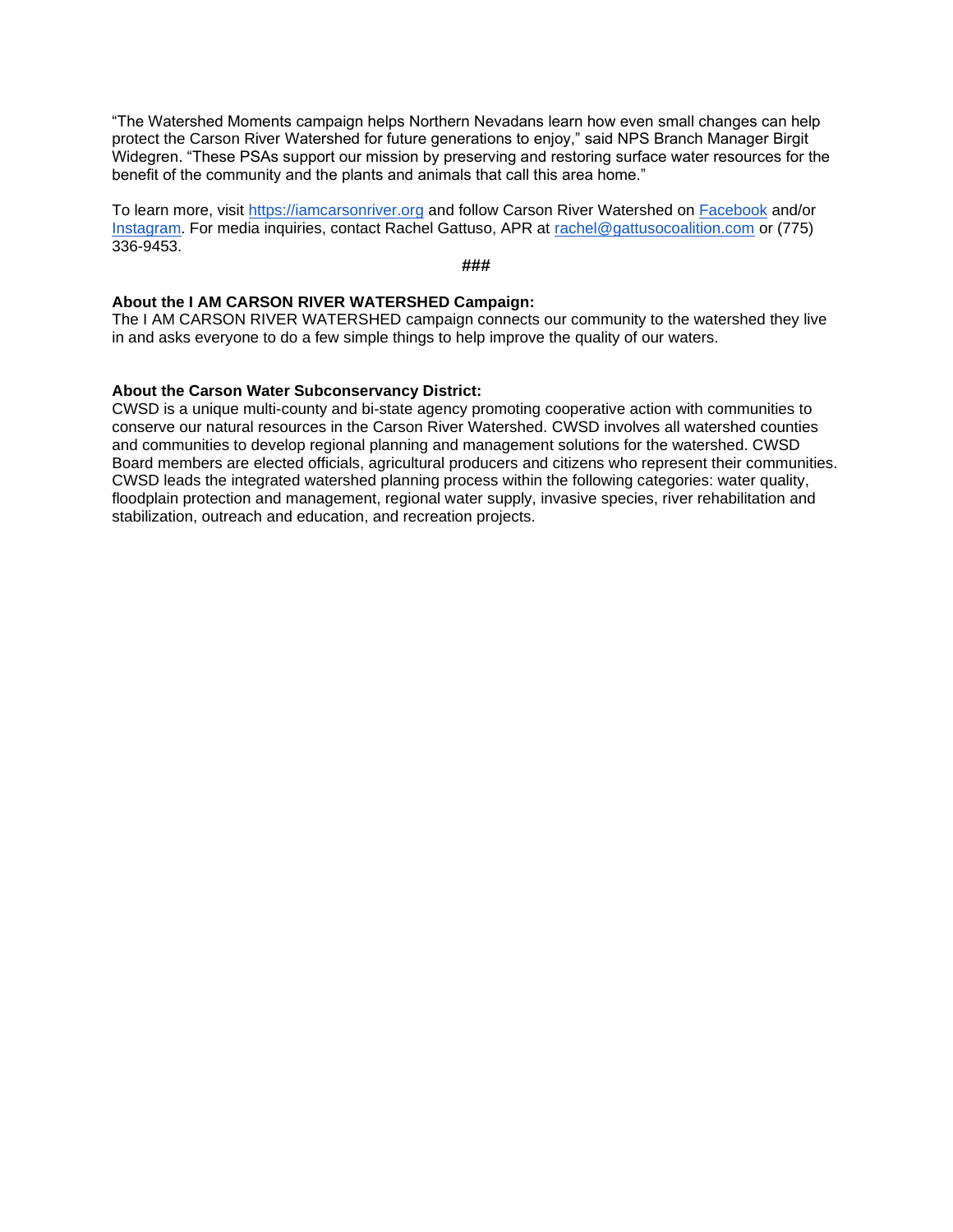"The Watershed Moments campaign helps Northern Nevadans learn how even small changes can help protect the Carson River Watershed for future generations to enjoy," said NPS Branch Manager Birgit Widegren. "These PSAs support our mission by preserving and restoring surface water resources for the benefit of the community and the plants and animals that call this area home."

To learn more, visit https://iamcarsonriver.org and follow Carson River Watershed on Facebook and/or Instagram. For media inquiries, contact Rachel Gattuso, APR at rachel@gattusocoalition.com or (775) 336-9453.

###

**About the I AM CARSON RIVER WATERSHED Campaign:**
The I AM CARSON RIVER WATERSHED campaign connects our community to the watershed they live in and asks everyone to do a few simple things to help improve the quality of our waters.

**About the Carson Water Subconservancy District:**
CWSD is a unique multi-county and bi-state agency promoting cooperative action with communities to conserve our natural resources in the Carson River Watershed. CWSD involves all watershed counties and communities to develop regional planning and management solutions for the watershed. CWSD Board members are elected officials, agricultural producers and citizens who represent their communities. CWSD leads the integrated watershed planning process within the following categories: water quality, floodplain protection and management, regional water supply, invasive species, river rehabilitation and stabilization, outreach and education, and recreation projects.